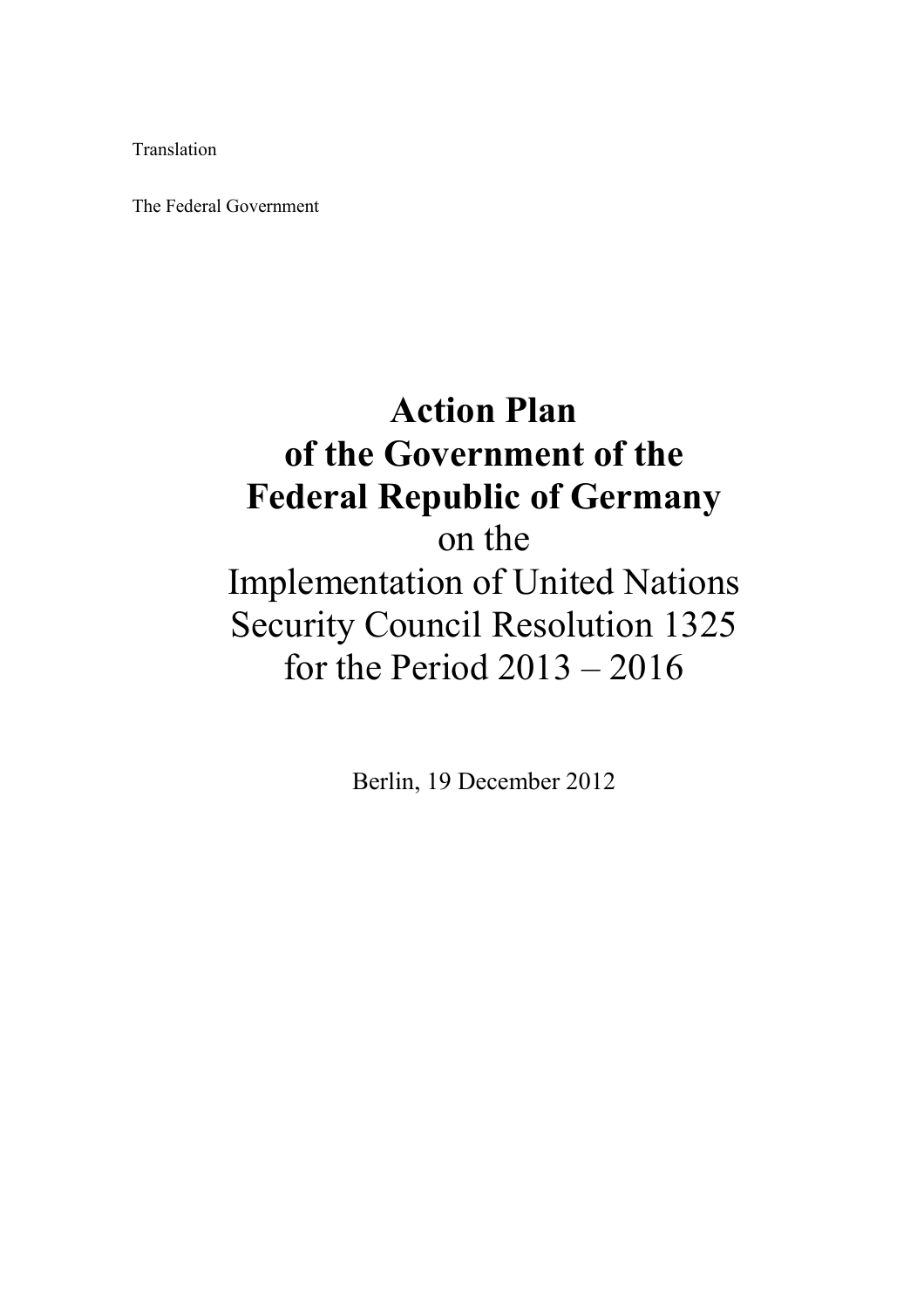Translation

The Federal Government

# Action Plan of the Government of the Federal Republic of Germany

on the

Implementation of United Nations Security Council Resolution 1325 for the Period 2013 – 2016

Berlin, 19 December 2012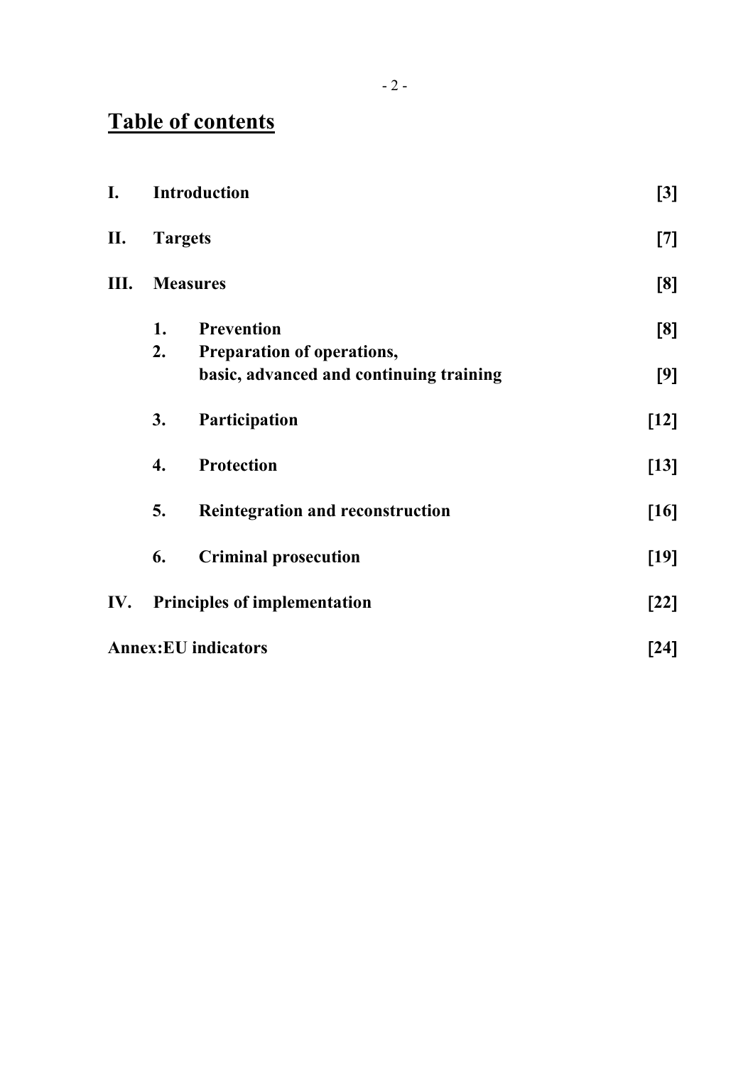# Table of contents

| | | | |
|---|---|---|---|
| **I.** | **Introduction** | | **[3]** |
| **II.** | **Targets** | | **[7]** |
| **III.** | **Measures** | | **[8]** |
| | **1.** | **Prevention** | **[8]** |
| | **2.** | **Preparation of operations, basic, advanced and continuing training** | **[9]** |
| | **3.** | **Participation** | **[12]** |
| | **4.** | **Protection** | **[13]** |
| | **5.** | **Reintegration and reconstruction** | **[16]** |
| | **6.** | **Criminal prosecution** | **[19]** |
| **IV.** | **Principles of implementation** | | **[22]** |
| **Annex:EU indicators** | | | **[24]** |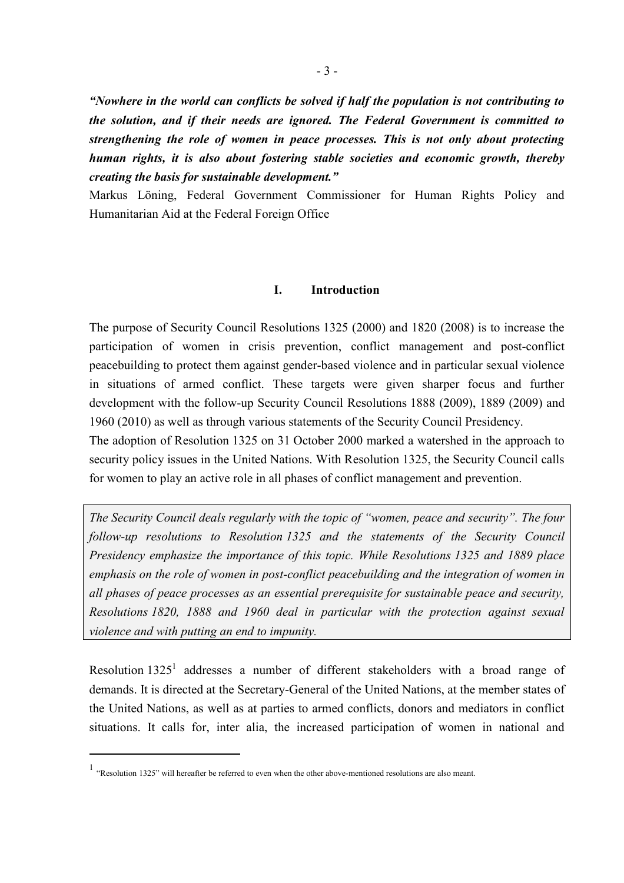***"Nowhere in the world can conflicts be solved if half the population is not contributing to the solution, and if their needs are ignored. The Federal Government is committed to strengthening the role of women in peace processes. This is not only about protecting human rights, it is also about fostering stable societies and economic growth, thereby creating the basis for sustainable development."***

Markus Löning, Federal Government Commissioner for Human Rights Policy and Humanitarian Aid at the Federal Foreign Office

## I. Introduction

The purpose of Security Council Resolutions 1325 (2000) and 1820 (2008) is to increase the participation of women in crisis prevention, conflict management and post-conflict peacebuilding to protect them against gender-based violence and in particular sexual violence in situations of armed conflict. These targets were given sharper focus and further development with the follow-up Security Council Resolutions 1888 (2009), 1889 (2009) and 1960 (2010) as well as through various statements of the Security Council Presidency.

The adoption of Resolution 1325 on 31 October 2000 marked a watershed in the approach to security policy issues in the United Nations. With Resolution 1325, the Security Council calls for women to play an active role in all phases of conflict management and prevention.

*The Security Council deals regularly with the topic of "women, peace and security". The four follow-up resolutions to Resolution 1325 and the statements of the Security Council Presidency emphasize the importance of this topic. While Resolutions 1325 and 1889 place emphasis on the role of women in post-conflict peacebuilding and the integration of women in all phases of peace processes as an essential prerequisite for sustainable peace and security, Resolutions 1820, 1888 and 1960 deal in particular with the protection against sexual violence and with putting an end to impunity.*

Resolution 1325[1] addresses a number of different stakeholders with a broad range of demands. It is directed at the Secretary-General of the United Nations, at the member states of the United Nations, as well as at parties to armed conflicts, donors and mediators in conflict situations. It calls for, inter alia, the increased participation of women in national and

[1] "Resolution 1325" will hereafter be referred to even when the other above-mentioned resolutions are also meant.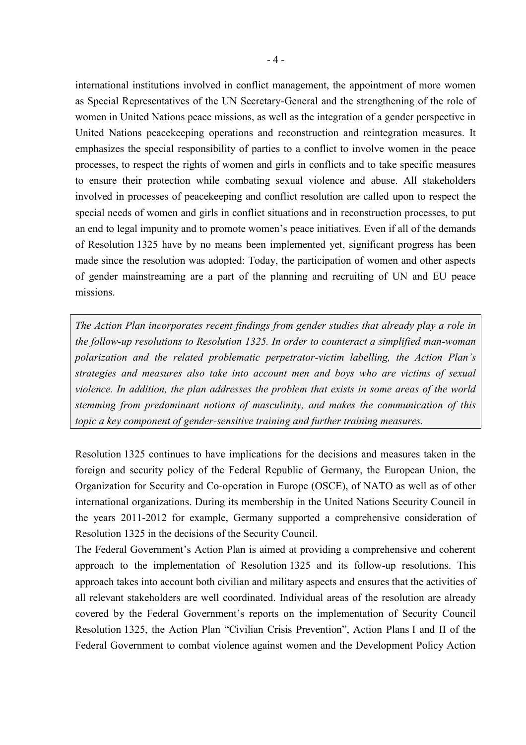international institutions involved in conflict management, the appointment of more women as Special Representatives of the UN Secretary-General and the strengthening of the role of women in United Nations peace missions, as well as the integration of a gender perspective in United Nations peacekeeping operations and reconstruction and reintegration measures. It emphasizes the special responsibility of parties to a conflict to involve women in the peace processes, to respect the rights of women and girls in conflicts and to take specific measures to ensure their protection while combating sexual violence and abuse. All stakeholders involved in processes of peacekeeping and conflict resolution are called upon to respect the special needs of women and girls in conflict situations and in reconstruction processes, to put an end to legal impunity and to promote women's peace initiatives. Even if all of the demands of Resolution 1325 have by no means been implemented yet, significant progress has been made since the resolution was adopted: Today, the participation of women and other aspects of gender mainstreaming are a part of the planning and recruiting of UN and EU peace missions.

*The Action Plan incorporates recent findings from gender studies that already play a role in the follow-up resolutions to Resolution 1325. In order to counteract a simplified man-woman polarization and the related problematic perpetrator-victim labelling, the Action Plan's strategies and measures also take into account men and boys who are victims of sexual violence. In addition, the plan addresses the problem that exists in some areas of the world stemming from predominant notions of masculinity, and makes the communication of this topic a key component of gender-sensitive training and further training measures.*

Resolution 1325 continues to have implications for the decisions and measures taken in the foreign and security policy of the Federal Republic of Germany, the European Union, the Organization for Security and Co-operation in Europe (OSCE), of NATO as well as of other international organizations. During its membership in the United Nations Security Council in the years 2011-2012 for example, Germany supported a comprehensive consideration of Resolution 1325 in the decisions of the Security Council.

The Federal Government's Action Plan is aimed at providing a comprehensive and coherent approach to the implementation of Resolution 1325 and its follow-up resolutions. This approach takes into account both civilian and military aspects and ensures that the activities of all relevant stakeholders are well coordinated. Individual areas of the resolution are already covered by the Federal Government's reports on the implementation of Security Council Resolution 1325, the Action Plan "Civilian Crisis Prevention", Action Plans I and II of the Federal Government to combat violence against women and the Development Policy Action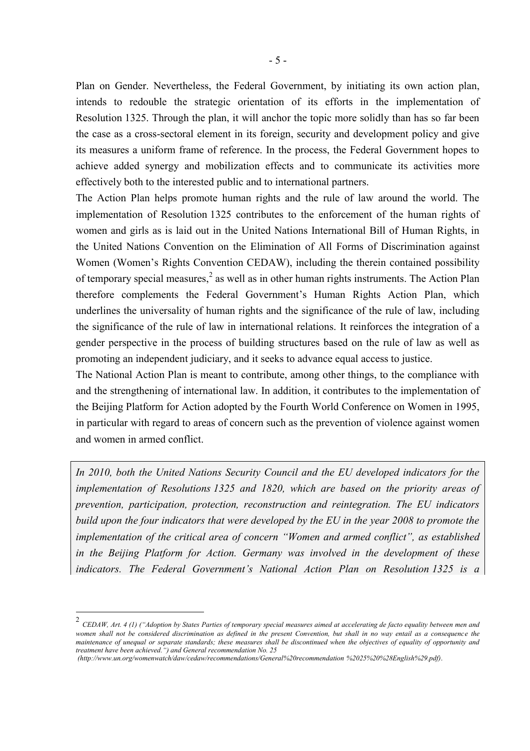Plan on Gender. Nevertheless, the Federal Government, by initiating its own action plan, intends to redouble the strategic orientation of its efforts in the implementation of Resolution 1325. Through the plan, it will anchor the topic more solidly than has so far been the case as a cross-sectoral element in its foreign, security and development policy and give its measures a uniform frame of reference. In the process, the Federal Government hopes to achieve added synergy and mobilization effects and to communicate its activities more effectively both to the interested public and to international partners.

The Action Plan helps promote human rights and the rule of law around the world. The implementation of Resolution 1325 contributes to the enforcement of the human rights of women and girls as is laid out in the United Nations International Bill of Human Rights, in the United Nations Convention on the Elimination of All Forms of Discrimination against Women (Women's Rights Convention CEDAW), including the therein contained possibility of temporary special measures,[2] as well as in other human rights instruments. The Action Plan therefore complements the Federal Government's Human Rights Action Plan, which underlines the universality of human rights and the significance of the rule of law, including the significance of the rule of law in international relations. It reinforces the integration of a gender perspective in the process of building structures based on the rule of law as well as promoting an independent judiciary, and it seeks to advance equal access to justice.

The National Action Plan is meant to contribute, among other things, to the compliance with and the strengthening of international law. In addition, it contributes to the implementation of the Beijing Platform for Action adopted by the Fourth World Conference on Women in 1995, in particular with regard to areas of concern such as the prevention of violence against women and women in armed conflict.

*In 2010, both the United Nations Security Council and the EU developed indicators for the implementation of Resolutions 1325 and 1820, which are based on the priority areas of prevention, participation, protection, reconstruction and reintegration. The EU indicators build upon the four indicators that were developed by the EU in the year 2008 to promote the implementation of the critical area of concern "Women and armed conflict", as established in the Beijing Platform for Action. Germany was involved in the development of these indicators. The Federal Government's National Action Plan on Resolution 1325 is a*

---

[2] *CEDAW, Art. 4 (1) ("Adoption by States Parties of temporary special measures aimed at accelerating de facto equality between men and women shall not be considered discrimination as defined in the present Convention, but shall in no way entail as a consequence the maintenance of unequal or separate standards; these measures shall be discontinued when the objectives of equality of opportunity and treatment have been achieved.") and General recommendation No. 25 (http://www.un.org/womenwatch/daw/cedaw/recommendations/General%20recommendation %2025%20%28English%29.pdf).*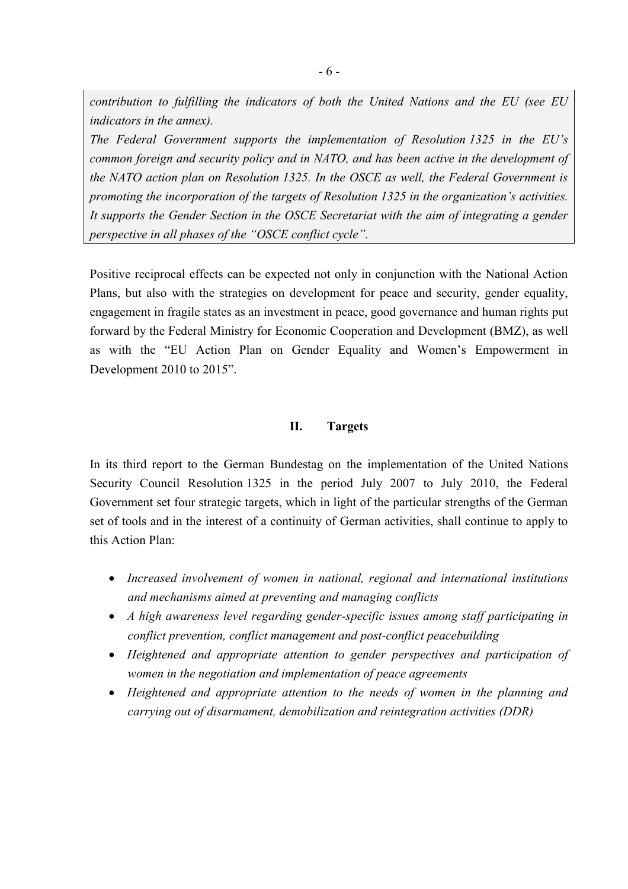*contribution to fulfilling the indicators of both the United Nations and the EU (see EU indicators in the annex).*

*The Federal Government supports the implementation of Resolution 1325 in the EU's common foreign and security policy and in NATO, and has been active in the development of the NATO action plan on Resolution 1325. In the OSCE as well, the Federal Government is promoting the incorporation of the targets of Resolution 1325 in the organization's activities. It supports the Gender Section in the OSCE Secretariat with the aim of integrating a gender perspective in all phases of the "OSCE conflict cycle".*

Positive reciprocal effects can be expected not only in conjunction with the National Action Plans, but also with the strategies on development for peace and security, gender equality, engagement in fragile states as an investment in peace, good governance and human rights put forward by the Federal Ministry for Economic Cooperation and Development (BMZ), as well as with the "EU Action Plan on Gender Equality and Women's Empowerment in Development 2010 to 2015".

## II. Targets

In its third report to the German Bundestag on the implementation of the United Nations Security Council Resolution 1325 in the period July 2007 to July 2010, the Federal Government set four strategic targets, which in light of the particular strengths of the German set of tools and in the interest of a continuity of German activities, shall continue to apply to this Action Plan:

- *Increased involvement of women in national, regional and international institutions and mechanisms aimed at preventing and managing conflicts*
- *A high awareness level regarding gender-specific issues among staff participating in conflict prevention, conflict management and post-conflict peacebuilding*
- *Heightened and appropriate attention to gender perspectives and participation of women in the negotiation and implementation of peace agreements*
- *Heightened and appropriate attention to the needs of women in the planning and carrying out of disarmament, demobilization and reintegration activities (DDR)*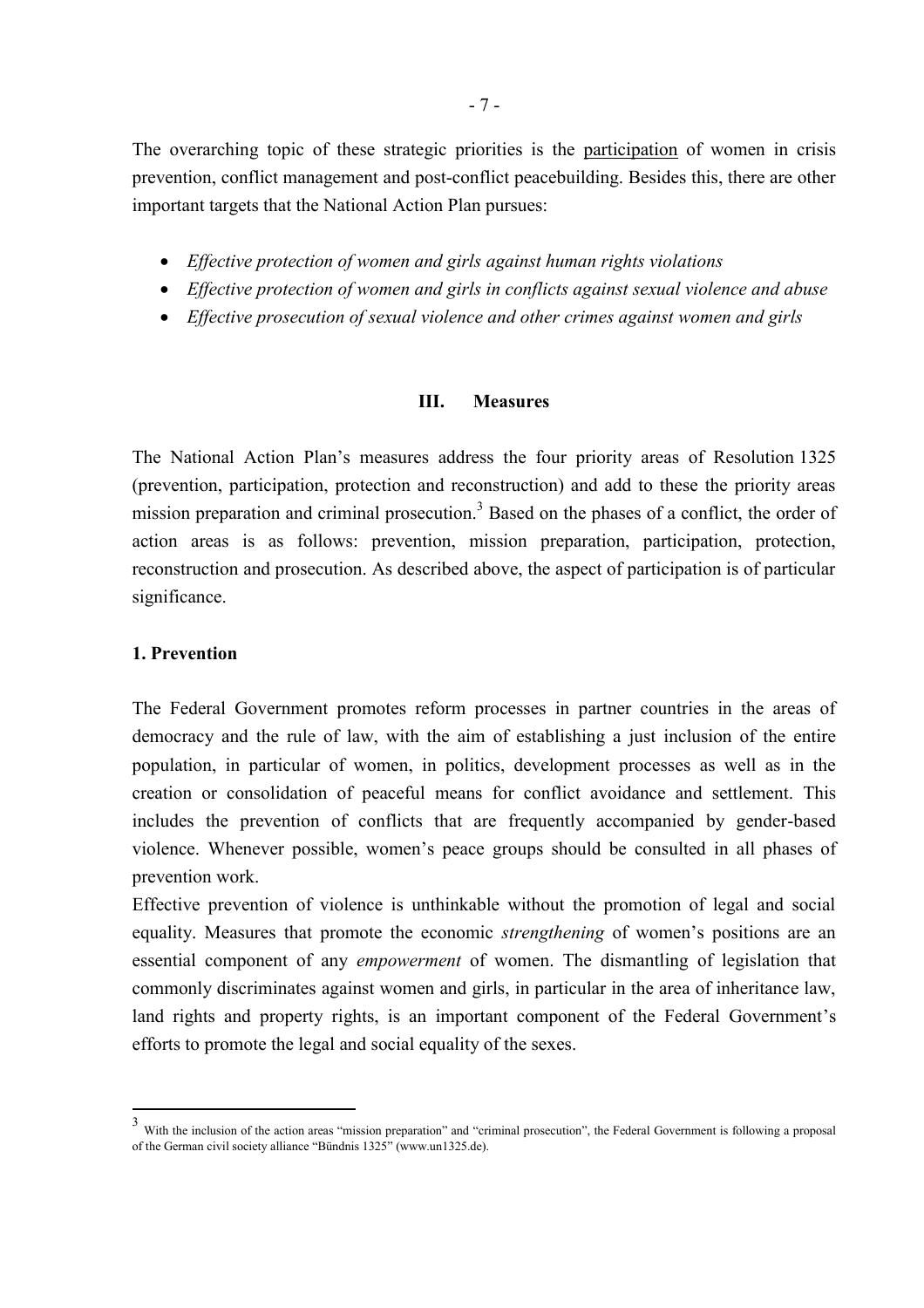The overarching topic of these strategic priorities is the participation of women in crisis prevention, conflict management and post-conflict peacebuilding. Besides this, there are other important targets that the National Action Plan pursues:

- *Effective protection of women and girls against human rights violations*
- *Effective protection of women and girls in conflicts against sexual violence and abuse*
- *Effective prosecution of sexual violence and other crimes against women and girls*

## III. Measures

The National Action Plan's measures address the four priority areas of Resolution 1325 (prevention, participation, protection and reconstruction) and add to these the priority areas mission preparation and criminal prosecution.[3] Based on the phases of a conflict, the order of action areas is as follows: prevention, mission preparation, participation, protection, reconstruction and prosecution. As described above, the aspect of participation is of particular significance.

### 1. Prevention

The Federal Government promotes reform processes in partner countries in the areas of democracy and the rule of law, with the aim of establishing a just inclusion of the entire population, in particular of women, in politics, development processes as well as in the creation or consolidation of peaceful means for conflict avoidance and settlement. This includes the prevention of conflicts that are frequently accompanied by gender-based violence. Whenever possible, women's peace groups should be consulted in all phases of prevention work.

Effective prevention of violence is unthinkable without the promotion of legal and social equality. Measures that promote the economic *strengthening* of women's positions are an essential component of any *empowerment* of women. The dismantling of legislation that commonly discriminates against women and girls, in particular in the area of inheritance law, land rights and property rights, is an important component of the Federal Government's efforts to promote the legal and social equality of the sexes.

---

[3] With the inclusion of the action areas "mission preparation" and "criminal prosecution", the Federal Government is following a proposal of the German civil society alliance "Bündnis 1325" (www.un1325.de).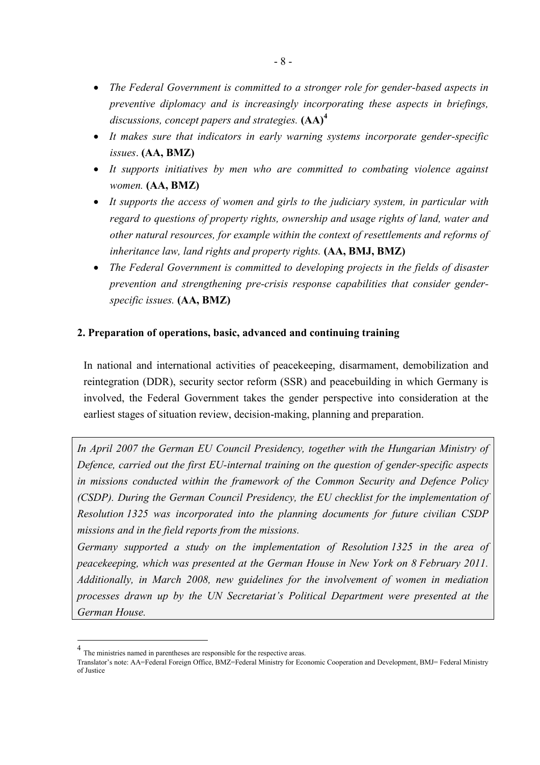- *The Federal Government is committed to a stronger role for gender-based aspects in preventive diplomacy and is increasingly incorporating these aspects in briefings, discussions, concept papers and strategies.* **(AA)**[4]
- *It makes sure that indicators in early warning systems incorporate gender-specific issues*. **(AA, BMZ)**
- *It supports initiatives by men who are committed to combating violence against women.* **(AA, BMZ)**
- *It supports the access of women and girls to the judiciary system, in particular with regard to questions of property rights, ownership and usage rights of land, water and other natural resources, for example within the context of resettlements and reforms of inheritance law, land rights and property rights.* **(AA, BMJ, BMZ)**
- *The Federal Government is committed to developing projects in the fields of disaster prevention and strengthening pre-crisis response capabilities that consider gender-specific issues.* **(AA, BMZ)**

## 2. Preparation of operations, basic, advanced and continuing training

In national and international activities of peacekeeping, disarmament, demobilization and reintegration (DDR), security sector reform (SSR) and peacebuilding in which Germany is involved, the Federal Government takes the gender perspective into consideration at the earliest stages of situation review, decision-making, planning and preparation.

*In April 2007 the German EU Council Presidency, together with the Hungarian Ministry of Defence, carried out the first EU-internal training on the question of gender-specific aspects in missions conducted within the framework of the Common Security and Defence Policy (CSDP). During the German Council Presidency, the EU checklist for the implementation of Resolution 1325 was incorporated into the planning documents for future civilian CSDP missions and in the field reports from the missions.*

*Germany supported a study on the implementation of Resolution 1325 in the area of peacekeeping, which was presented at the German House in New York on 8 February 2011. Additionally, in March 2008, new guidelines for the involvement of women in mediation processes drawn up by the UN Secretariat's Political Department were presented at the German House.*

---

[4] The ministries named in parentheses are responsible for the respective areas.
Translator's note: AA=Federal Foreign Office, BMZ=Federal Ministry for Economic Cooperation and Development, BMJ= Federal Ministry of Justice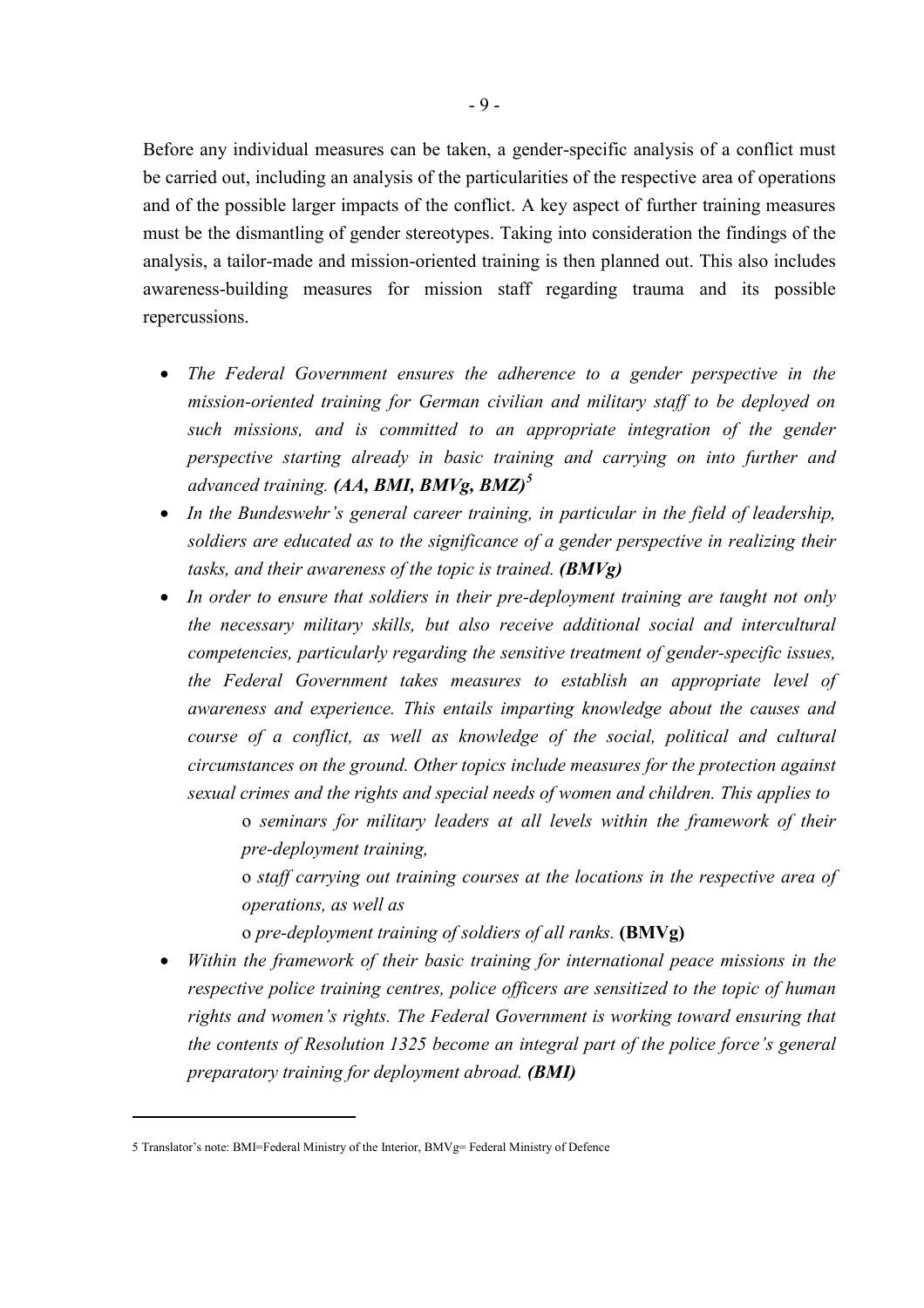Before any individual measures can be taken, a gender-specific analysis of a conflict must be carried out, including an analysis of the particularities of the respective area of operations and of the possible larger impacts of the conflict. A key aspect of further training measures must be the dismantling of gender stereotypes. Taking into consideration the findings of the analysis, a tailor-made and mission-oriented training is then planned out. This also includes awareness-building measures for mission staff regarding trauma and its possible repercussions.

- *The Federal Government ensures the adherence to a gender perspective in the mission-oriented training for German civilian and military staff to be deployed on such missions, and is committed to an appropriate integration of the gender perspective starting already in basic training and carrying on into further and advanced training.* ***(AA, BMI, BMVg, BMZ)***[5]
- *In the Bundeswehr's general career training, in particular in the field of leadership, soldiers are educated as to the significance of a gender perspective in realizing their tasks, and their awareness of the topic is trained.* ***(BMVg)***
- *In order to ensure that soldiers in their pre-deployment training are taught not only the necessary military skills, but also receive additional social and intercultural competencies, particularly regarding the sensitive treatment of gender-specific issues, the Federal Government takes measures to establish an appropriate level of awareness and experience. This entails imparting knowledge about the causes and course of a conflict, as well as knowledge of the social, political and cultural circumstances on the ground. Other topics include measures for the protection against sexual crimes and the rights and special needs of women and children. This applies to*
  - *seminars for military leaders at all levels within the framework of their pre-deployment training,*
  - *staff carrying out training courses at the locations in the respective area of operations, as well as*
  - *pre-deployment training of soldiers of all ranks.* **(BMVg)**
- *Within the framework of their basic training for international peace missions in the respective police training centres, police officers are sensitized to the topic of human rights and women's rights. The Federal Government is working toward ensuring that the contents of Resolution 1325 become an integral part of the police force's general preparatory training for deployment abroad.* ***(BMI)***

---

5 Translator's note: BMI=Federal Ministry of the Interior, BMVg= Federal Ministry of Defence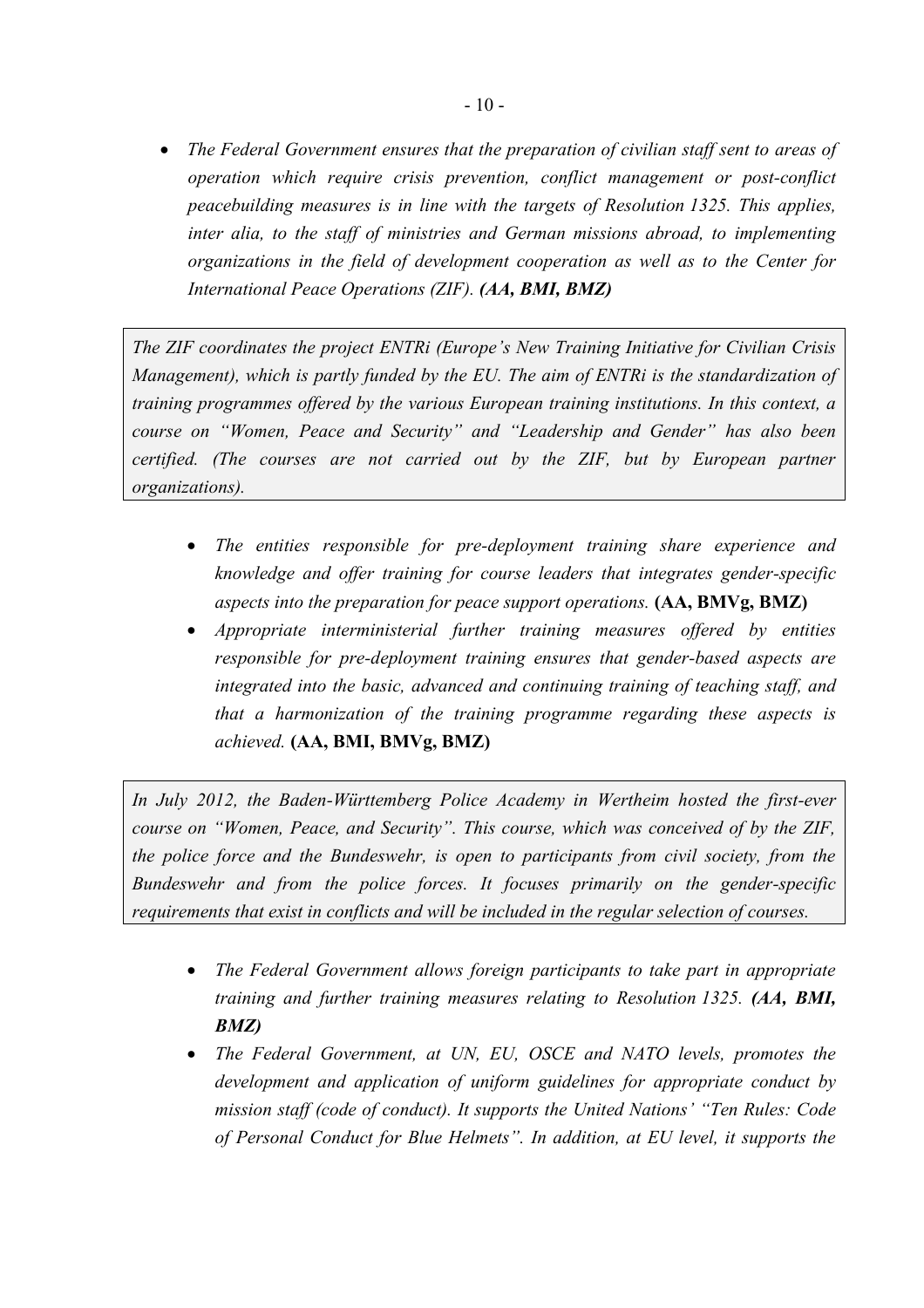- *The Federal Government ensures that the preparation of civilian staff sent to areas of operation which require crisis prevention, conflict management or post-conflict peacebuilding measures is in line with the targets of Resolution 1325. This applies, inter alia, to the staff of ministries and German missions abroad, to implementing organizations in the field of development cooperation as well as to the Center for International Peace Operations (ZIF).* ***(AA, BMI, BMZ)***

*The ZIF coordinates the project ENTRi (Europe's New Training Initiative for Civilian Crisis Management), which is partly funded by the EU. The aim of ENTRi is the standardization of training programmes offered by the various European training institutions. In this context, a course on "Women, Peace and Security" and "Leadership and Gender" has also been certified. (The courses are not carried out by the ZIF, but by European partner organizations).*

- *The entities responsible for pre-deployment training share experience and knowledge and offer training for course leaders that integrates gender-specific aspects into the preparation for peace support operations.* **(AA, BMVg, BMZ)**
- *Appropriate interministerial further training measures offered by entities responsible for pre-deployment training ensures that gender-based aspects are integrated into the basic, advanced and continuing training of teaching staff, and that a harmonization of the training programme regarding these aspects is achieved.* **(AA, BMI, BMVg, BMZ)**

*In July 2012, the Baden-Württemberg Police Academy in Wertheim hosted the first-ever course on "Women, Peace, and Security". This course, which was conceived of by the ZIF, the police force and the Bundeswehr, is open to participants from civil society, from the Bundeswehr and from the police forces. It focuses primarily on the gender-specific requirements that exist in conflicts and will be included in the regular selection of courses.*

- *The Federal Government allows foreign participants to take part in appropriate training and further training measures relating to Resolution 1325.* ***(AA, BMI, BMZ)***
- *The Federal Government, at UN, EU, OSCE and NATO levels, promotes the development and application of uniform guidelines for appropriate conduct by mission staff (code of conduct). It supports the United Nations' "Ten Rules: Code of Personal Conduct for Blue Helmets". In addition, at EU level, it supports the*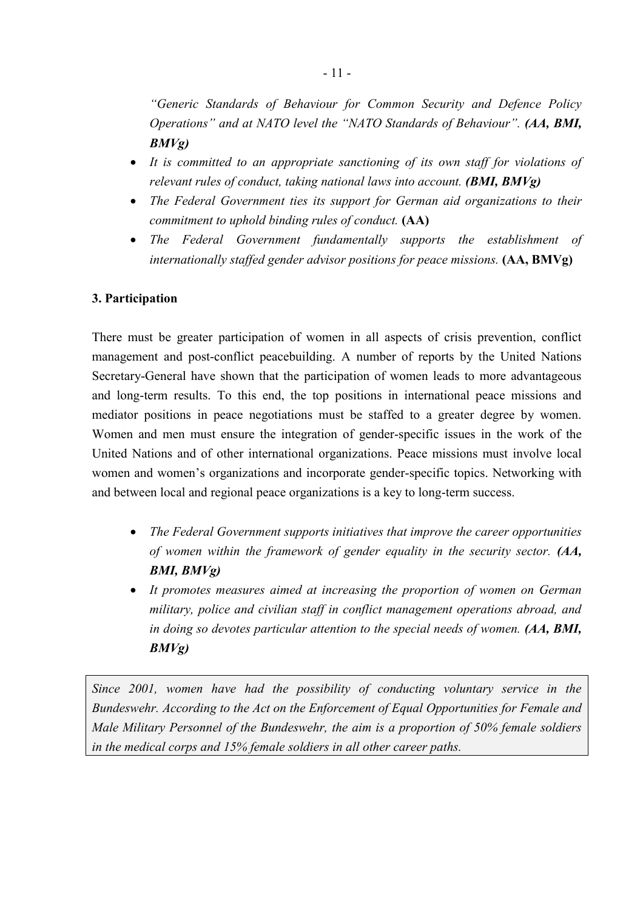*"Generic Standards of Behaviour for Common Security and Defence Policy Operations" and at NATO level the "NATO Standards of Behaviour".* ***(AA, BMI, BMVg)***

- *It is committed to an appropriate sanctioning of its own staff for violations of relevant rules of conduct, taking national laws into account.* ***(BMI, BMVg)***
- *The Federal Government ties its support for German aid organizations to their commitment to uphold binding rules of conduct.* **(AA)**
- *The Federal Government fundamentally supports the establishment of internationally staffed gender advisor positions for peace missions.* **(AA, BMVg)**

**3. Participation**

There must be greater participation of women in all aspects of crisis prevention, conflict management and post-conflict peacebuilding. A number of reports by the United Nations Secretary-General have shown that the participation of women leads to more advantageous and long-term results. To this end, the top positions in international peace missions and mediator positions in peace negotiations must be staffed to a greater degree by women. Women and men must ensure the integration of gender-specific issues in the work of the United Nations and of other international organizations. Peace missions must involve local women and women's organizations and incorporate gender-specific topics. Networking with and between local and regional peace organizations is a key to long-term success.

- *The Federal Government supports initiatives that improve the career opportunities of women within the framework of gender equality in the security sector.* ***(AA, BMI, BMVg)***
- *It promotes measures aimed at increasing the proportion of women on German military, police and civilian staff in conflict management operations abroad, and in doing so devotes particular attention to the special needs of women.* ***(AA, BMI, BMVg)***

*Since 2001, women have had the possibility of conducting voluntary service in the Bundeswehr. According to the Act on the Enforcement of Equal Opportunities for Female and Male Military Personnel of the Bundeswehr, the aim is a proportion of 50% female soldiers in the medical corps and 15% female soldiers in all other career paths.*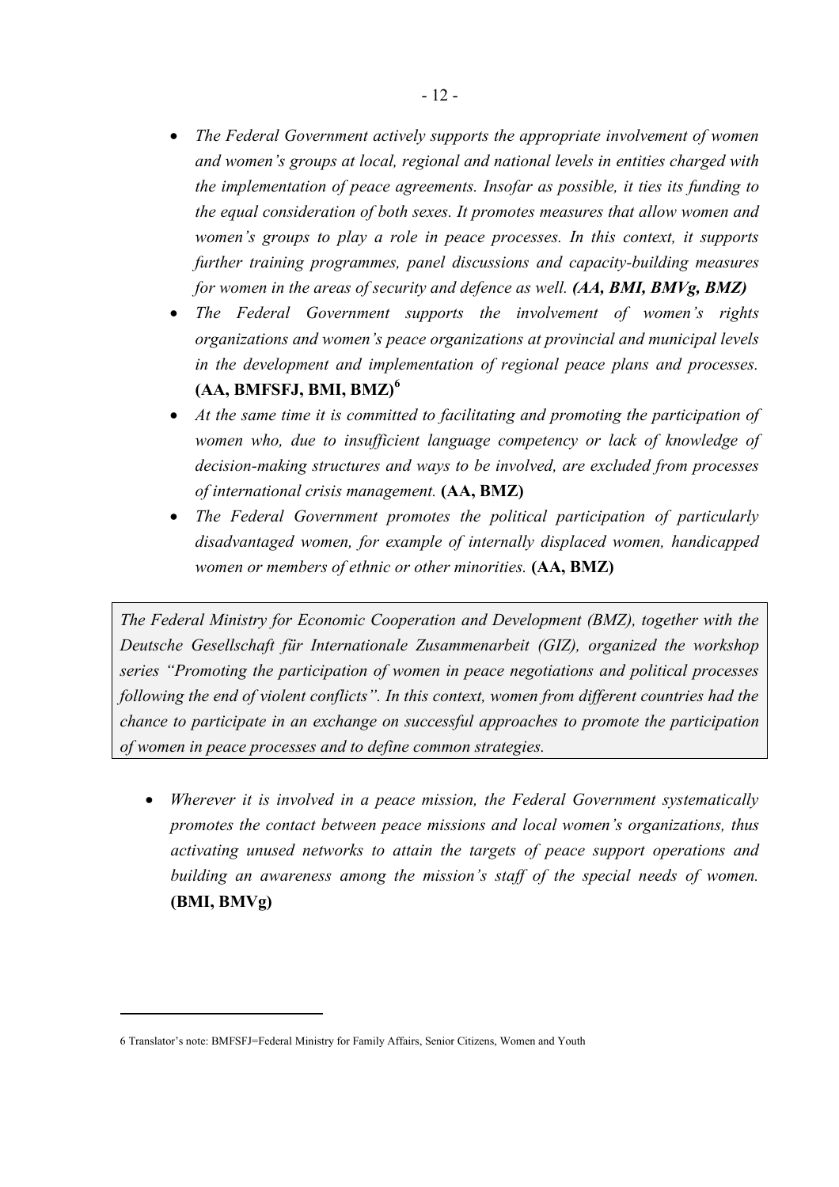- *The Federal Government actively supports the appropriate involvement of women and women's groups at local, regional and national levels in entities charged with the implementation of peace agreements. Insofar as possible, it ties its funding to the equal consideration of both sexes. It promotes measures that allow women and women's groups to play a role in peace processes. In this context, it supports further training programmes, panel discussions and capacity-building measures for women in the areas of security and defence as well.* ***(AA, BMI, BMVg, BMZ)***
- *The Federal Government supports the involvement of women's rights organizations and women's peace organizations at provincial and municipal levels in the development and implementation of regional peace plans and processes.* **(AA, BMFSFJ, BMI, BMZ)**[6]
- *At the same time it is committed to facilitating and promoting the participation of women who, due to insufficient language competency or lack of knowledge of decision-making structures and ways to be involved, are excluded from processes of international crisis management.* **(AA, BMZ)**
- *The Federal Government promotes the political participation of particularly disadvantaged women, for example of internally displaced women, handicapped women or members of ethnic or other minorities.* **(AA, BMZ)**

*The Federal Ministry for Economic Cooperation and Development (BMZ), together with the Deutsche Gesellschaft für Internationale Zusammenarbeit (GIZ), organized the workshop series "Promoting the participation of women in peace negotiations and political processes following the end of violent conflicts". In this context, women from different countries had the chance to participate in an exchange on successful approaches to promote the participation of women in peace processes and to define common strategies.*

- *Wherever it is involved in a peace mission, the Federal Government systematically promotes the contact between peace missions and local women's organizations, thus activating unused networks to attain the targets of peace support operations and building an awareness among the mission's staff of the special needs of women.* **(BMI, BMVg)**

---

6 Translator's note: BMFSFJ=Federal Ministry for Family Affairs, Senior Citizens, Women and Youth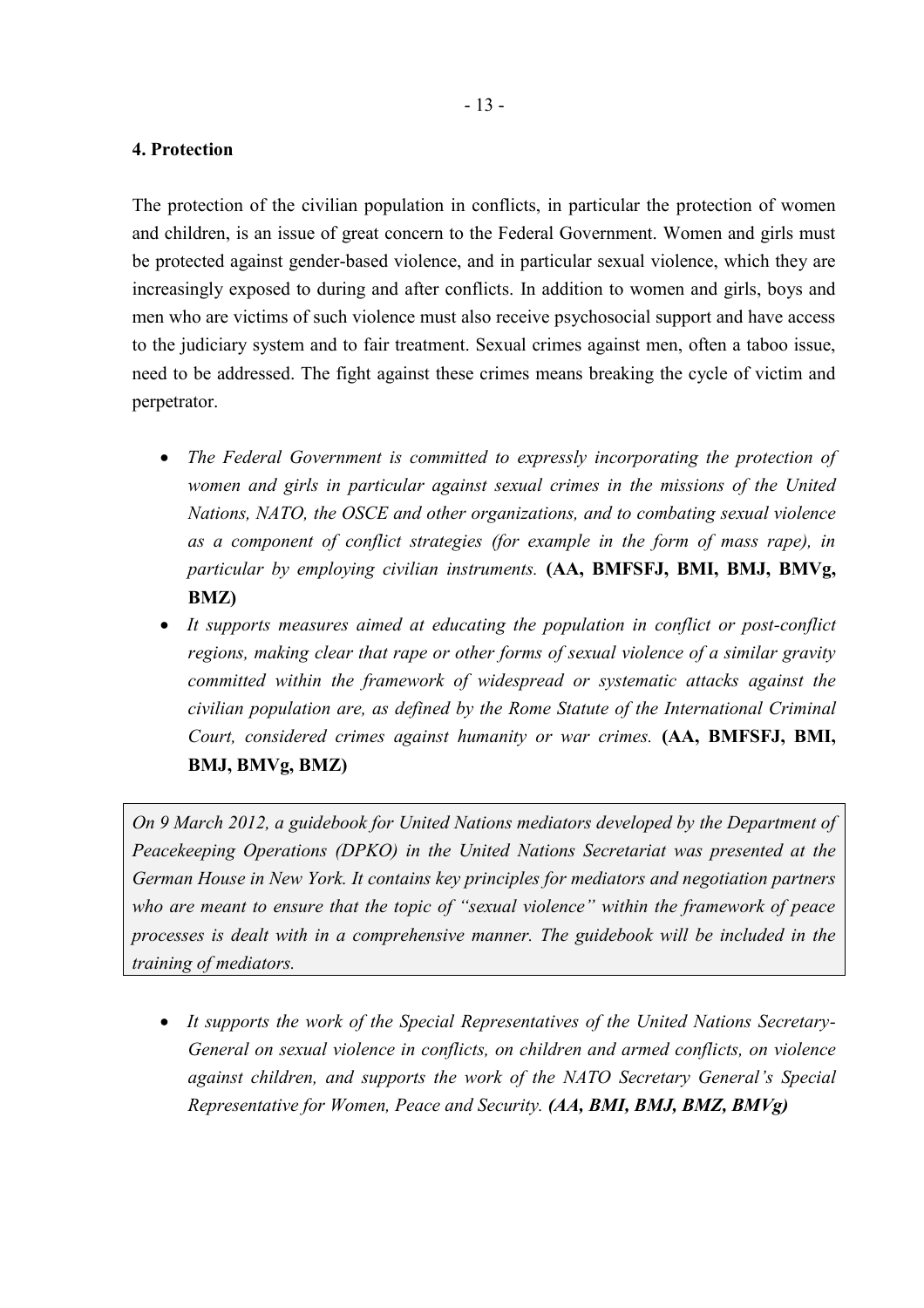## 4. Protection

The protection of the civilian population in conflicts, in particular the protection of women and children, is an issue of great concern to the Federal Government. Women and girls must be protected against gender-based violence, and in particular sexual violence, which they are increasingly exposed to during and after conflicts. In addition to women and girls, boys and men who are victims of such violence must also receive psychosocial support and have access to the judiciary system and to fair treatment. Sexual crimes against men, often a taboo issue, need to be addressed. The fight against these crimes means breaking the cycle of victim and perpetrator.

- *The Federal Government is committed to expressly incorporating the protection of women and girls in particular against sexual crimes in the missions of the United Nations, NATO, the OSCE and other organizations, and to combating sexual violence as a component of conflict strategies (for example in the form of mass rape), in particular by employing civilian instruments.* **(AA, BMFSFJ, BMI, BMJ, BMVg, BMZ)**
- *It supports measures aimed at educating the population in conflict or post-conflict regions, making clear that rape or other forms of sexual violence of a similar gravity committed within the framework of widespread or systematic attacks against the civilian population are, as defined by the Rome Statute of the International Criminal Court, considered crimes against humanity or war crimes.* **(AA, BMFSFJ, BMI, BMJ, BMVg, BMZ)**

> *On 9 March 2012, a guidebook for United Nations mediators developed by the Department of Peacekeeping Operations (DPKO) in the United Nations Secretariat was presented at the German House in New York. It contains key principles for mediators and negotiation partners who are meant to ensure that the topic of "sexual violence" within the framework of peace processes is dealt with in a comprehensive manner. The guidebook will be included in the training of mediators.*

- *It supports the work of the Special Representatives of the United Nations Secretary-General on sexual violence in conflicts, on children and armed conflicts, on violence against children, and supports the work of the NATO Secretary General's Special Representative for Women, Peace and Security.* ***(AA, BMI, BMJ, BMZ, BMVg)***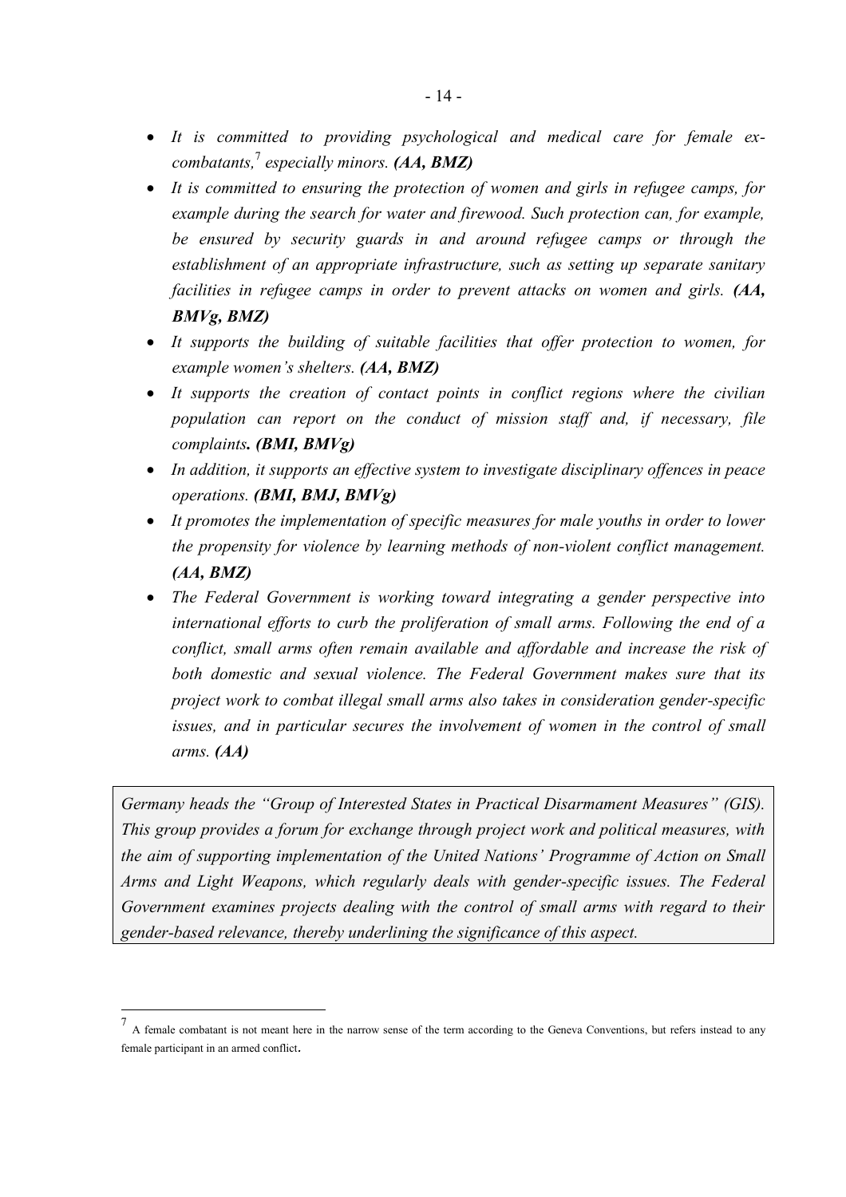- *It is committed to providing psychological and medical care for female ex-combatants,*[7] *especially minors.* ***(AA, BMZ)***
- *It is committed to ensuring the protection of women and girls in refugee camps, for example during the search for water and firewood. Such protection can, for example, be ensured by security guards in and around refugee camps or through the establishment of an appropriate infrastructure, such as setting up separate sanitary facilities in refugee camps in order to prevent attacks on women and girls.* ***(AA, BMVg, BMZ)***
- *It supports the building of suitable facilities that offer protection to women, for example women's shelters.* ***(AA, BMZ)***
- *It supports the creation of contact points in conflict regions where the civilian population can report on the conduct of mission staff and, if necessary, file complaints****. (BMI, BMVg)***
- *In addition, it supports an effective system to investigate disciplinary offences in peace operations.* ***(BMI, BMJ, BMVg)***
- *It promotes the implementation of specific measures for male youths in order to lower the propensity for violence by learning methods of non-violent conflict management.* ***(AA, BMZ)***
- *The Federal Government is working toward integrating a gender perspective into international efforts to curb the proliferation of small arms. Following the end of a conflict, small arms often remain available and affordable and increase the risk of both domestic and sexual violence. The Federal Government makes sure that its project work to combat illegal small arms also takes in consideration gender-specific issues, and in particular secures the involvement of women in the control of small arms.* ***(AA)***

*Germany heads the "Group of Interested States in Practical Disarmament Measures" (GIS). This group provides a forum for exchange through project work and political measures, with the aim of supporting implementation of the United Nations' Programme of Action on Small Arms and Light Weapons, which regularly deals with gender-specific issues. The Federal Government examines projects dealing with the control of small arms with regard to their gender-based relevance, thereby underlining the significance of this aspect.*

---

[7] A female combatant is not meant here in the narrow sense of the term according to the Geneva Conventions, but refers instead to any female participant in an armed conflict.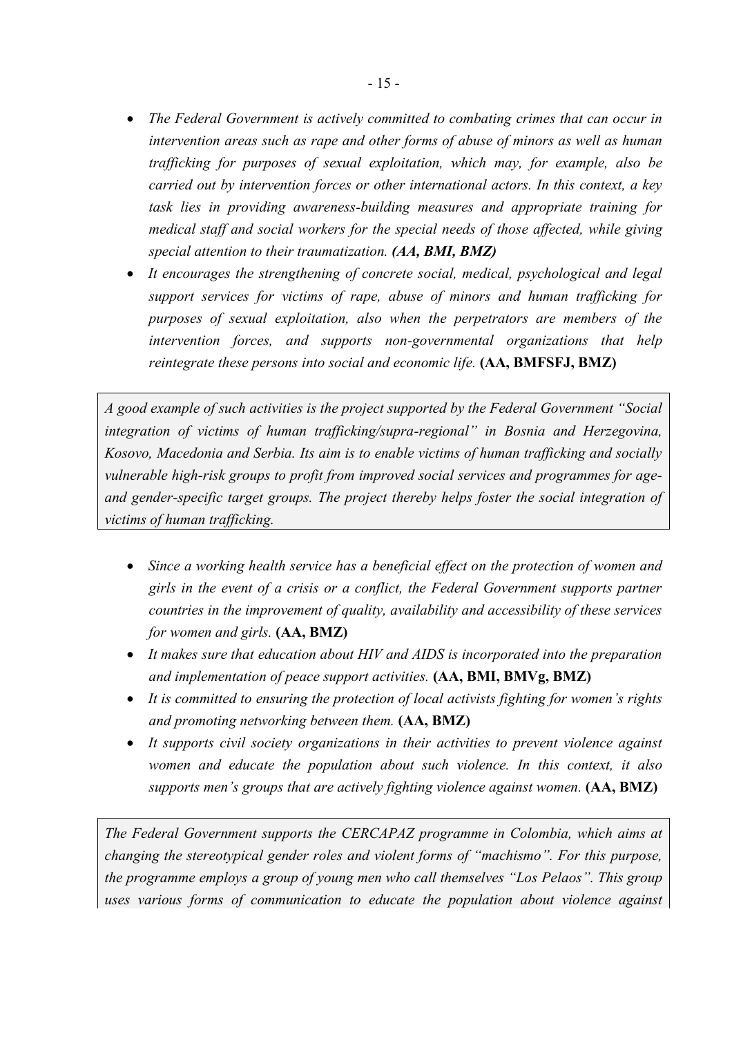- *The Federal Government is actively committed to combating crimes that can occur in intervention areas such as rape and other forms of abuse of minors as well as human trafficking for purposes of sexual exploitation, which may, for example, also be carried out by intervention forces or other international actors. In this context, a key task lies in providing awareness-building measures and appropriate training for medical staff and social workers for the special needs of those affected, while giving special attention to their traumatization.* ***(AA, BMI, BMZ)***
- *It encourages the strengthening of concrete social, medical, psychological and legal support services for victims of rape, abuse of minors and human trafficking for purposes of sexual exploitation, also when the perpetrators are members of the intervention forces, and supports non-governmental organizations that help reintegrate these persons into social and economic life.* **(AA, BMFSFJ, BMZ)**

*A good example of such activities is the project supported by the Federal Government "Social integration of victims of human trafficking/supra-regional" in Bosnia and Herzegovina, Kosovo, Macedonia and Serbia. Its aim is to enable victims of human trafficking and socially vulnerable high-risk groups to profit from improved social services and programmes for age- and gender-specific target groups. The project thereby helps foster the social integration of victims of human trafficking.*

- *Since a working health service has a beneficial effect on the protection of women and girls in the event of a crisis or a conflict, the Federal Government supports partner countries in the improvement of quality, availability and accessibility of these services for women and girls.* **(AA, BMZ)**
- *It makes sure that education about HIV and AIDS is incorporated into the preparation and implementation of peace support activities.* **(AA, BMI, BMVg, BMZ)**
- *It is committed to ensuring the protection of local activists fighting for women's rights and promoting networking between them.* **(AA, BMZ)**
- *It supports civil society organizations in their activities to prevent violence against women and educate the population about such violence. In this context, it also supports men's groups that are actively fighting violence against women.* **(AA, BMZ)**

*The Federal Government supports the CERCAPAZ programme in Colombia, which aims at changing the stereotypical gender roles and violent forms of "machismo". For this purpose, the programme employs a group of young men who call themselves "Los Pelaos". This group uses various forms of communication to educate the population about violence against*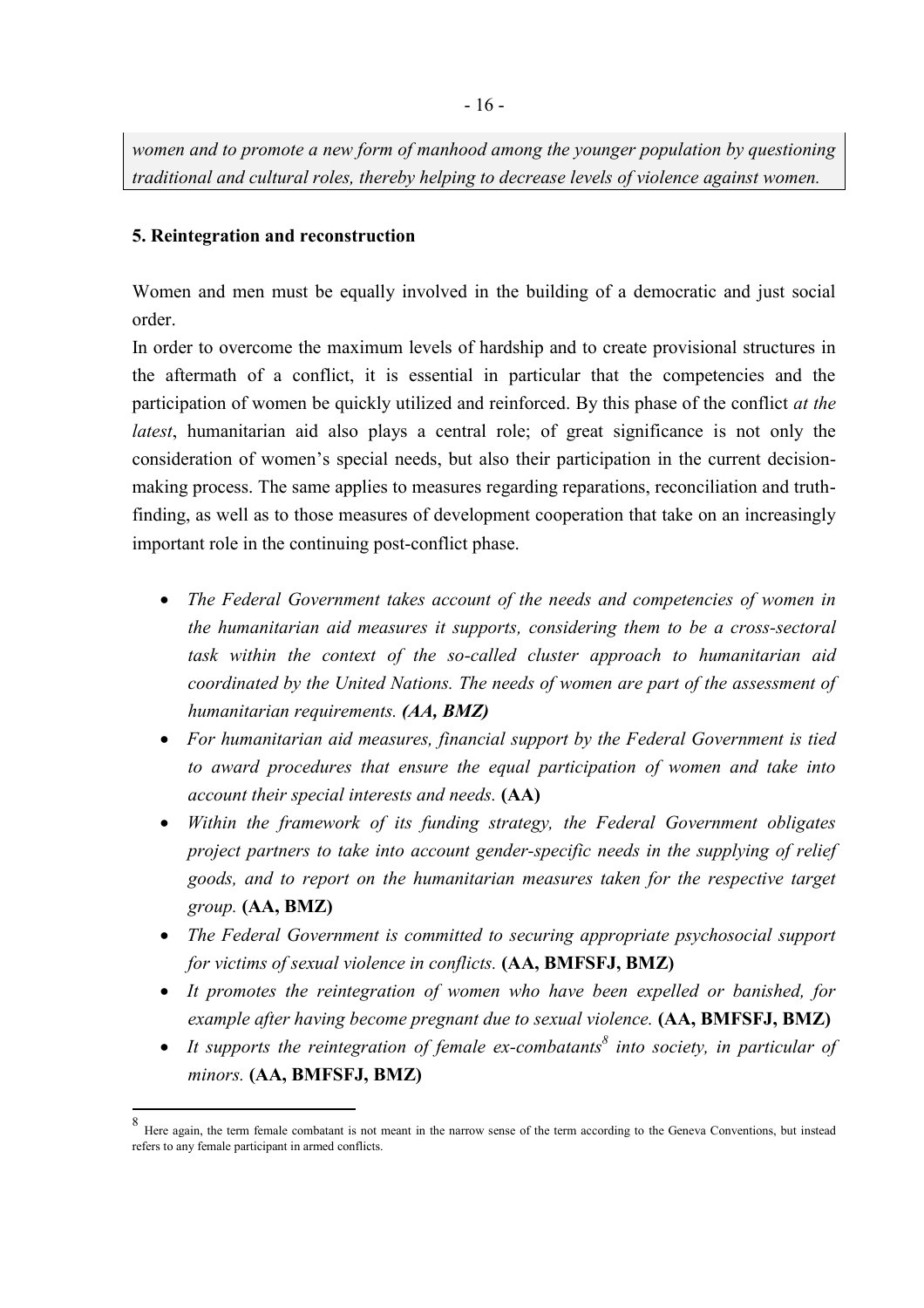*women and to promote a new form of manhood among the younger population by questioning traditional and cultural roles, thereby helping to decrease levels of violence against women.*

## 5. Reintegration and reconstruction

Women and men must be equally involved in the building of a democratic and just social order.

In order to overcome the maximum levels of hardship and to create provisional structures in the aftermath of a conflict, it is essential in particular that the competencies and the participation of women be quickly utilized and reinforced. By this phase of the conflict *at the latest*, humanitarian aid also plays a central role; of great significance is not only the consideration of women's special needs, but also their participation in the current decision-making process. The same applies to measures regarding reparations, reconciliation and truth-finding, as well as to those measures of development cooperation that take on an increasingly important role in the continuing post-conflict phase.

- *The Federal Government takes account of the needs and competencies of women in the humanitarian aid measures it supports, considering them to be a cross-sectoral task within the context of the so-called cluster approach to humanitarian aid coordinated by the United Nations. The needs of women are part of the assessment of humanitarian requirements.* ***(AA, BMZ)***
- *For humanitarian aid measures, financial support by the Federal Government is tied to award procedures that ensure the equal participation of women and take into account their special interests and needs.* **(AA)**
- *Within the framework of its funding strategy, the Federal Government obligates project partners to take into account gender-specific needs in the supplying of relief goods, and to report on the humanitarian measures taken for the respective target group.* **(AA, BMZ)**
- *The Federal Government is committed to securing appropriate psychosocial support for victims of sexual violence in conflicts.* **(AA, BMFSFJ, BMZ)**
- *It promotes the reintegration of women who have been expelled or banished, for example after having become pregnant due to sexual violence.* **(AA, BMFSFJ, BMZ)**
- *It supports the reintegration of female ex-combatants*[8] *into society, in particular of minors.* **(AA, BMFSFJ, BMZ)**

[8] Here again, the term female combatant is not meant in the narrow sense of the term according to the Geneva Conventions, but instead refers to any female participant in armed conflicts.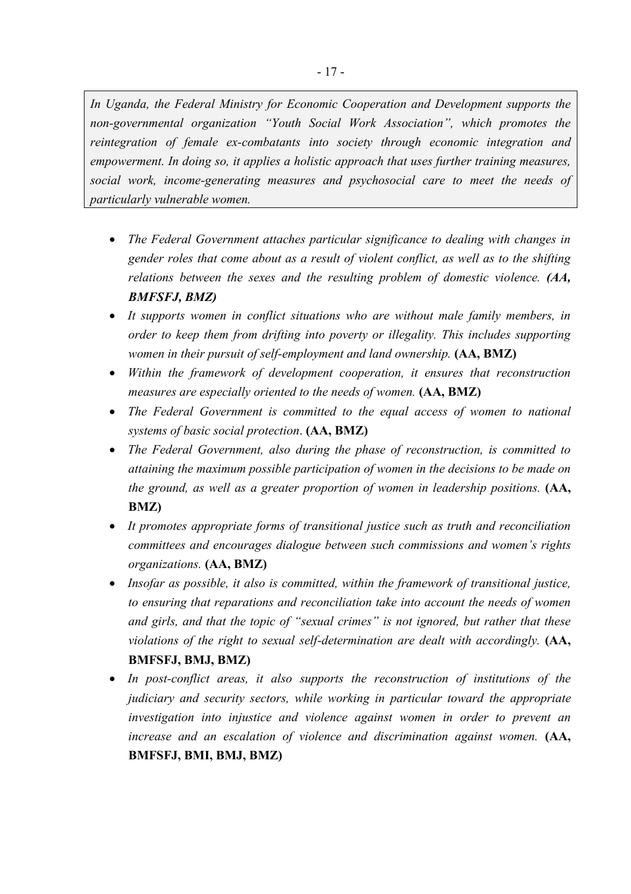*In Uganda, the Federal Ministry for Economic Cooperation and Development supports the non-governmental organization "Youth Social Work Association", which promotes the reintegration of female ex-combatants into society through economic integration and empowerment. In doing so, it applies a holistic approach that uses further training measures, social work, income-generating measures and psychosocial care to meet the needs of particularly vulnerable women.*

- *The Federal Government attaches particular significance to dealing with changes in gender roles that come about as a result of violent conflict, as well as to the shifting relations between the sexes and the resulting problem of domestic violence.* ***(AA, BMFSFJ, BMZ)***
- *It supports women in conflict situations who are without male family members, in order to keep them from drifting into poverty or illegality. This includes supporting women in their pursuit of self-employment and land ownership.* **(AA, BMZ)**
- *Within the framework of development cooperation, it ensures that reconstruction measures are especially oriented to the needs of women.* **(AA, BMZ)**
- *The Federal Government is committed to the equal access of women to national systems of basic social protection*. **(AA, BMZ)**
- *The Federal Government, also during the phase of reconstruction, is committed to attaining the maximum possible participation of women in the decisions to be made on the ground, as well as a greater proportion of women in leadership positions.* **(AA, BMZ)**
- *It promotes appropriate forms of transitional justice such as truth and reconciliation committees and encourages dialogue between such commissions and women's rights organizations.* **(AA, BMZ)**
- *Insofar as possible, it also is committed, within the framework of transitional justice, to ensuring that reparations and reconciliation take into account the needs of women and girls, and that the topic of "sexual crimes" is not ignored, but rather that these violations of the right to sexual self-determination are dealt with accordingly.* **(AA, BMFSFJ, BMJ, BMZ)**
- *In post-conflict areas, it also supports the reconstruction of institutions of the judiciary and security sectors, while working in particular toward the appropriate investigation into injustice and violence against women in order to prevent an increase and an escalation of violence and discrimination against women.* **(AA, BMFSFJ, BMI, BMJ, BMZ)**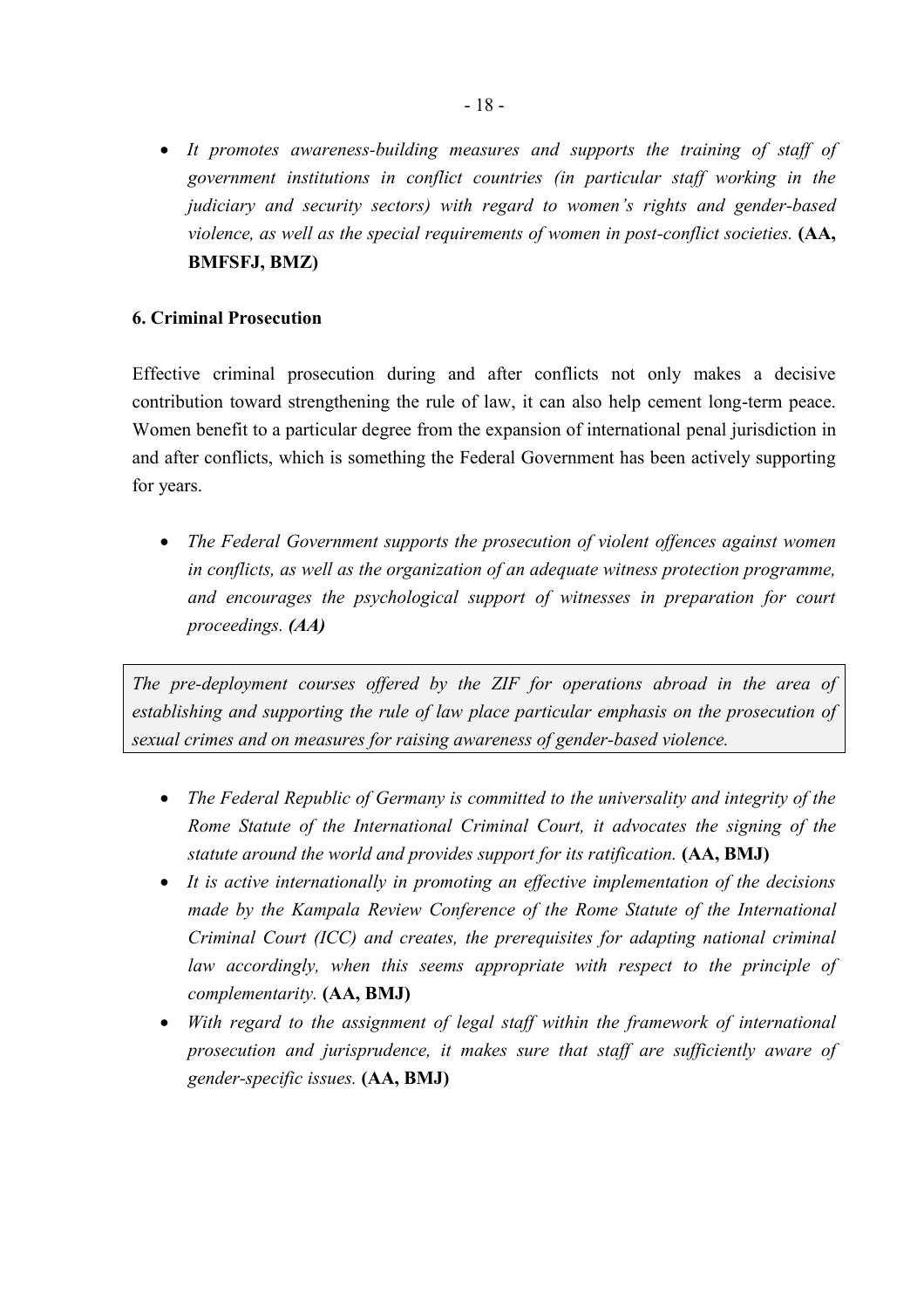- *It promotes awareness-building measures and supports the training of staff of government institutions in conflict countries (in particular staff working in the judiciary and security sectors) with regard to women's rights and gender-based violence, as well as the special requirements of women in post-conflict societies.* **(AA, BMFSFJ, BMZ)**

## 6. Criminal Prosecution

Effective criminal prosecution during and after conflicts not only makes a decisive contribution toward strengthening the rule of law, it can also help cement long-term peace. Women benefit to a particular degree from the expansion of international penal jurisdiction in and after conflicts, which is something the Federal Government has been actively supporting for years.

- *The Federal Government supports the prosecution of violent offences against women in conflicts, as well as the organization of an adequate witness protection programme, and encourages the psychological support of witnesses in preparation for court proceedings.* ***(AA)***

*The pre-deployment courses offered by the ZIF for operations abroad in the area of establishing and supporting the rule of law place particular emphasis on the prosecution of sexual crimes and on measures for raising awareness of gender-based violence.*

- *The Federal Republic of Germany is committed to the universality and integrity of the Rome Statute of the International Criminal Court, it advocates the signing of the statute around the world and provides support for its ratification.* **(AA, BMJ)**
- *It is active internationally in promoting an effective implementation of the decisions made by the Kampala Review Conference of the Rome Statute of the International Criminal Court (ICC) and creates, the prerequisites for adapting national criminal law accordingly, when this seems appropriate with respect to the principle of complementarity.* **(AA, BMJ)**
- *With regard to the assignment of legal staff within the framework of international prosecution and jurisprudence, it makes sure that staff are sufficiently aware of gender-specific issues.* **(AA, BMJ)**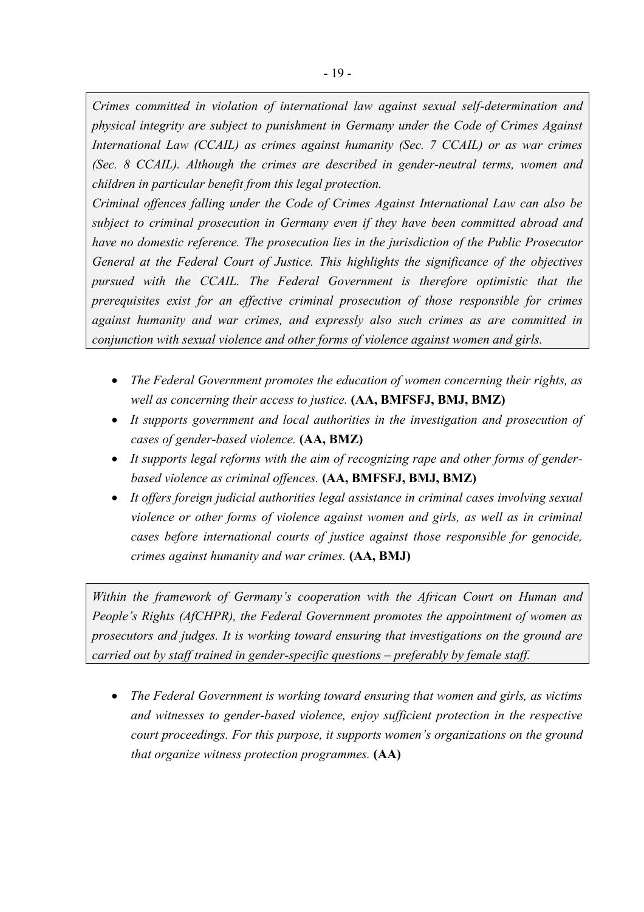*Crimes committed in violation of international law against sexual self-determination and physical integrity are subject to punishment in Germany under the Code of Crimes Against International Law (CCAIL) as crimes against humanity (Sec. 7 CCAIL) or as war crimes (Sec. 8 CCAIL). Although the crimes are described in gender-neutral terms, women and children in particular benefit from this legal protection.*

*Criminal offences falling under the Code of Crimes Against International Law can also be subject to criminal prosecution in Germany even if they have been committed abroad and have no domestic reference. The prosecution lies in the jurisdiction of the Public Prosecutor General at the Federal Court of Justice. This highlights the significance of the objectives pursued with the CCAIL. The Federal Government is therefore optimistic that the prerequisites exist for an effective criminal prosecution of those responsible for crimes against humanity and war crimes, and expressly also such crimes as are committed in conjunction with sexual violence and other forms of violence against women and girls.*

- *The Federal Government promotes the education of women concerning their rights, as well as concerning their access to justice.* **(AA, BMFSFJ, BMJ, BMZ)**
- *It supports government and local authorities in the investigation and prosecution of cases of gender-based violence.* **(AA, BMZ)**
- *It supports legal reforms with the aim of recognizing rape and other forms of gender-based violence as criminal offences.* **(AA, BMFSFJ, BMJ, BMZ)**
- *It offers foreign judicial authorities legal assistance in criminal cases involving sexual violence or other forms of violence against women and girls, as well as in criminal cases before international courts of justice against those responsible for genocide, crimes against humanity and war crimes.* **(AA, BMJ)**

*Within the framework of Germany's cooperation with the African Court on Human and People's Rights (AfCHPR), the Federal Government promotes the appointment of women as prosecutors and judges. It is working toward ensuring that investigations on the ground are carried out by staff trained in gender-specific questions – preferably by female staff.*

- *The Federal Government is working toward ensuring that women and girls, as victims and witnesses to gender-based violence, enjoy sufficient protection in the respective court proceedings. For this purpose, it supports women's organizations on the ground that organize witness protection programmes.* **(AA)**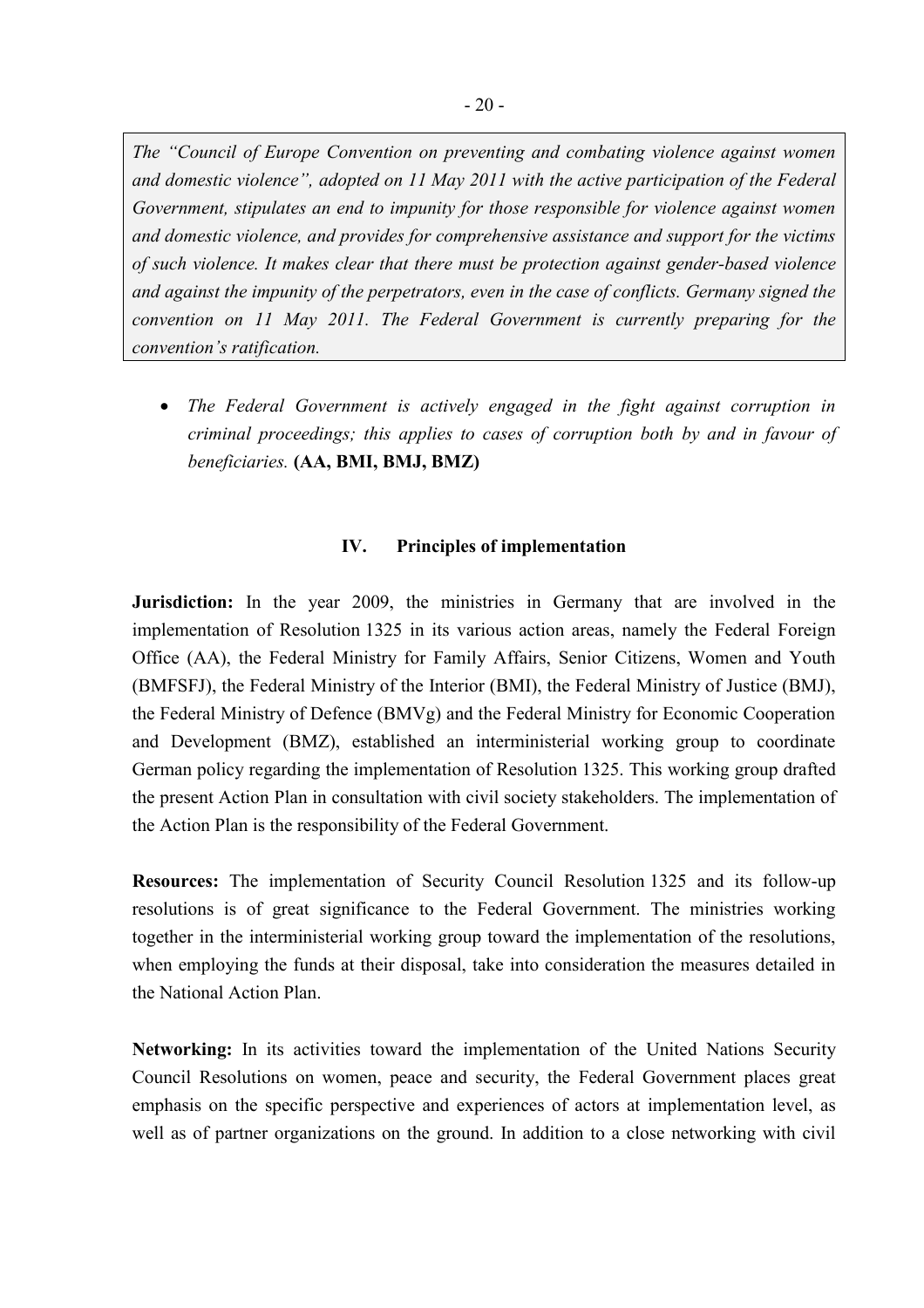*The "Council of Europe Convention on preventing and combating violence against women and domestic violence", adopted on 11 May 2011 with the active participation of the Federal Government, stipulates an end to impunity for those responsible for violence against women and domestic violence, and provides for comprehensive assistance and support for the victims of such violence. It makes clear that there must be protection against gender-based violence and against the impunity of the perpetrators, even in the case of conflicts. Germany signed the convention on 11 May 2011. The Federal Government is currently preparing for the convention's ratification.*

- *The Federal Government is actively engaged in the fight against corruption in criminal proceedings; this applies to cases of corruption both by and in favour of beneficiaries.* **(AA, BMI, BMJ, BMZ)**

## IV. Principles of implementation

**Jurisdiction:** In the year 2009, the ministries in Germany that are involved in the implementation of Resolution 1325 in its various action areas, namely the Federal Foreign Office (AA), the Federal Ministry for Family Affairs, Senior Citizens, Women and Youth (BMFSFJ), the Federal Ministry of the Interior (BMI), the Federal Ministry of Justice (BMJ), the Federal Ministry of Defence (BMVg) and the Federal Ministry for Economic Cooperation and Development (BMZ), established an interministerial working group to coordinate German policy regarding the implementation of Resolution 1325. This working group drafted the present Action Plan in consultation with civil society stakeholders. The implementation of the Action Plan is the responsibility of the Federal Government.

**Resources:** The implementation of Security Council Resolution 1325 and its follow-up resolutions is of great significance to the Federal Government. The ministries working together in the interministerial working group toward the implementation of the resolutions, when employing the funds at their disposal, take into consideration the measures detailed in the National Action Plan.

**Networking:** In its activities toward the implementation of the United Nations Security Council Resolutions on women, peace and security, the Federal Government places great emphasis on the specific perspective and experiences of actors at implementation level, as well as of partner organizations on the ground. In addition to a close networking with civil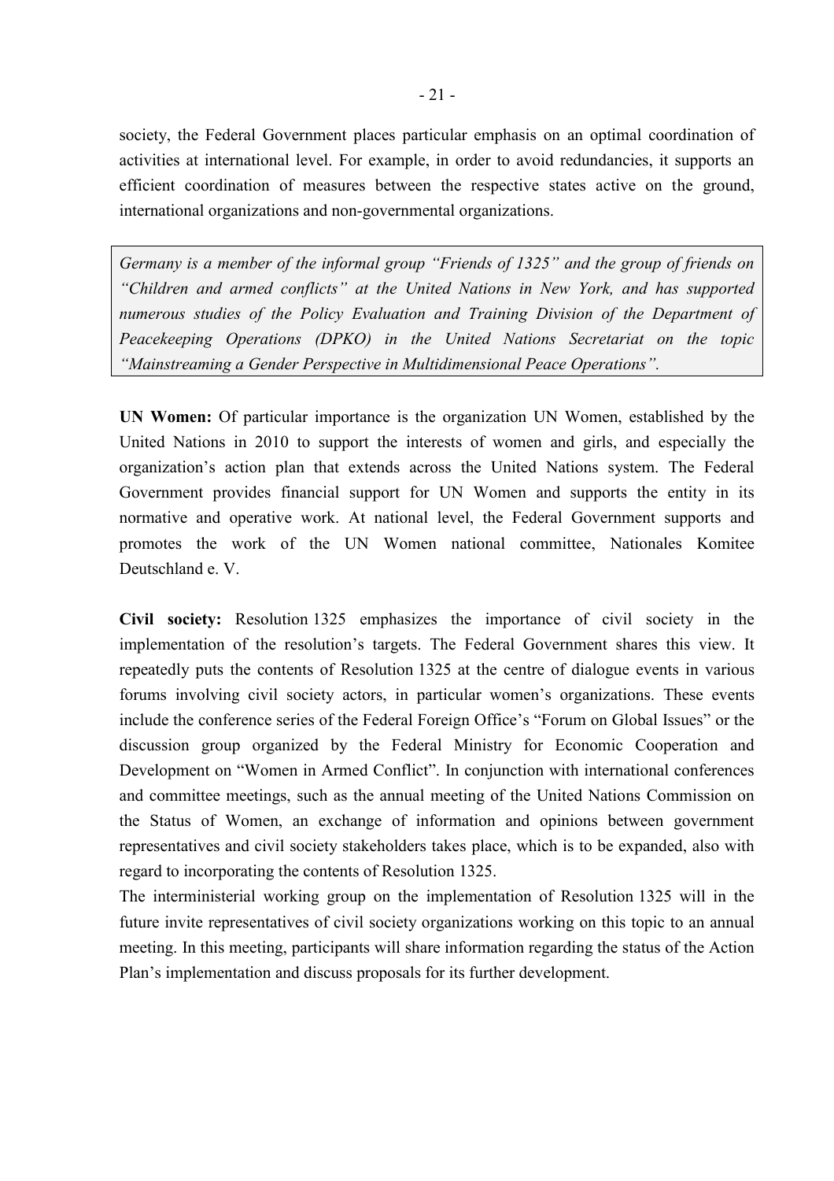society, the Federal Government places particular emphasis on an optimal coordination of activities at international level. For example, in order to avoid redundancies, it supports an efficient coordination of measures between the respective states active on the ground, international organizations and non-governmental organizations.

*Germany is a member of the informal group "Friends of 1325" and the group of friends on "Children and armed conflicts" at the United Nations in New York, and has supported numerous studies of the Policy Evaluation and Training Division of the Department of Peacekeeping Operations (DPKO) in the United Nations Secretariat on the topic "Mainstreaming a Gender Perspective in Multidimensional Peace Operations".*

**UN Women:** Of particular importance is the organization UN Women, established by the United Nations in 2010 to support the interests of women and girls, and especially the organization's action plan that extends across the United Nations system. The Federal Government provides financial support for UN Women and supports the entity in its normative and operative work. At national level, the Federal Government supports and promotes the work of the UN Women national committee, Nationales Komitee Deutschland e. V.

**Civil society:** Resolution 1325 emphasizes the importance of civil society in the implementation of the resolution's targets. The Federal Government shares this view. It repeatedly puts the contents of Resolution 1325 at the centre of dialogue events in various forums involving civil society actors, in particular women's organizations. These events include the conference series of the Federal Foreign Office's "Forum on Global Issues" or the discussion group organized by the Federal Ministry for Economic Cooperation and Development on "Women in Armed Conflict". In conjunction with international conferences and committee meetings, such as the annual meeting of the United Nations Commission on the Status of Women, an exchange of information and opinions between government representatives and civil society stakeholders takes place, which is to be expanded, also with regard to incorporating the contents of Resolution 1325.

The interministerial working group on the implementation of Resolution 1325 will in the future invite representatives of civil society organizations working on this topic to an annual meeting. In this meeting, participants will share information regarding the status of the Action Plan's implementation and discuss proposals for its further development.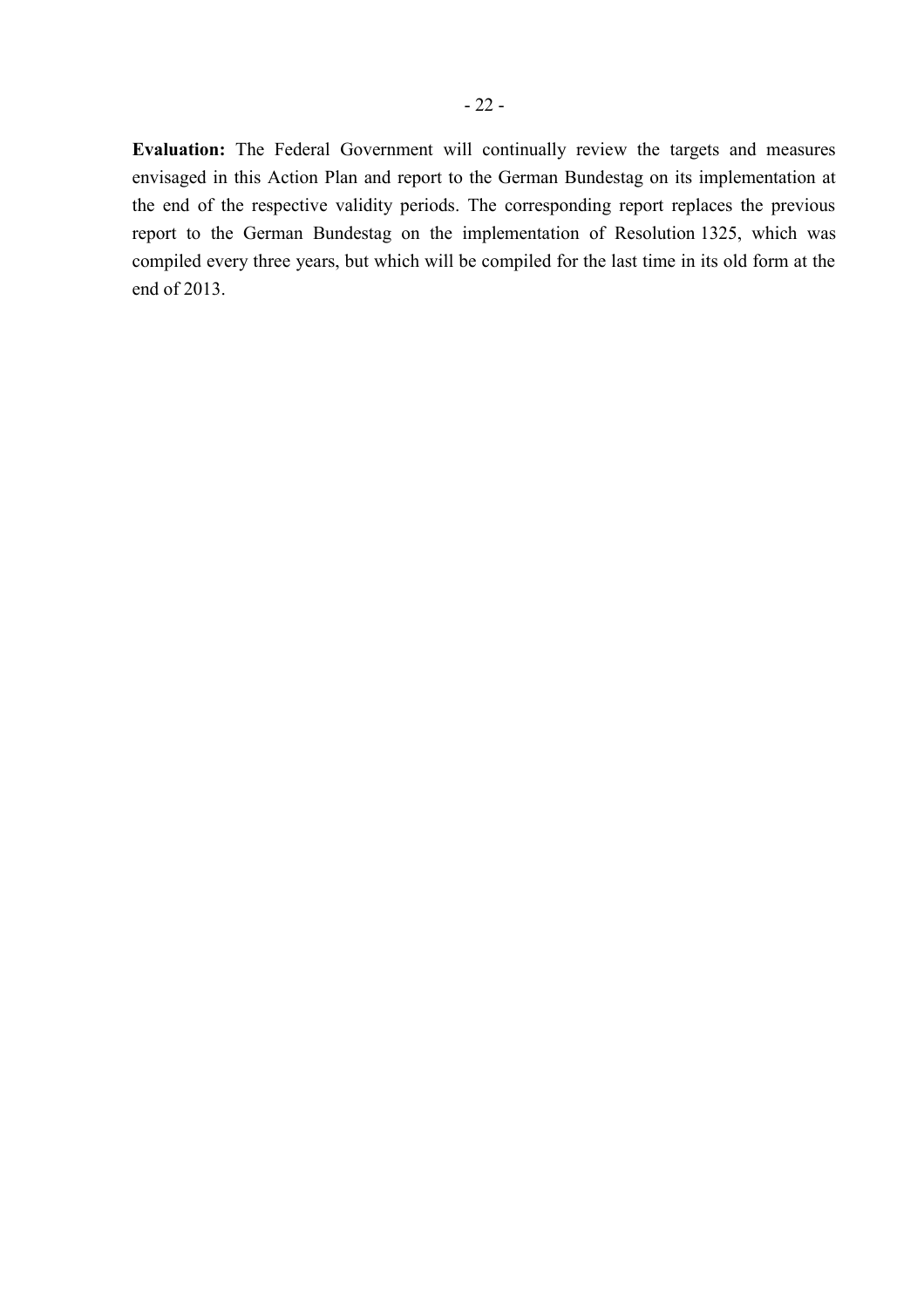**Evaluation:** The Federal Government will continually review the targets and measures envisaged in this Action Plan and report to the German Bundestag on its implementation at the end of the respective validity periods. The corresponding report replaces the previous report to the German Bundestag on the implementation of Resolution 1325, which was compiled every three years, but which will be compiled for the last time in its old form at the end of 2013.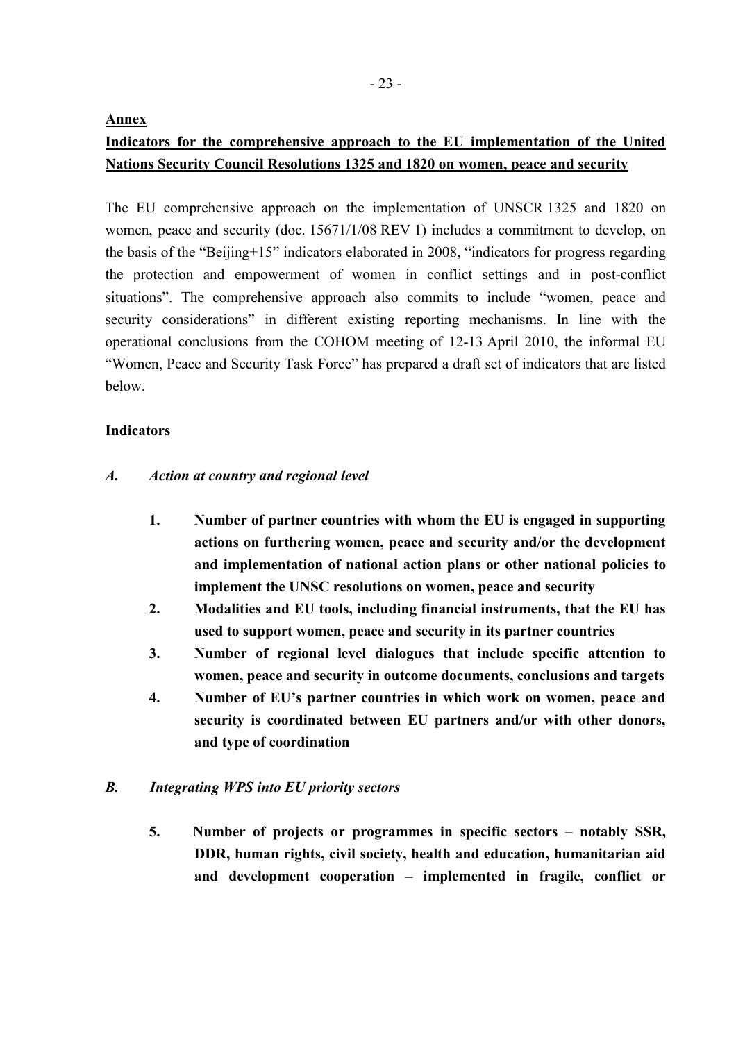**Annex**

**Indicators for the comprehensive approach to the EU implementation of the United Nations Security Council Resolutions 1325 and 1820 on women, peace and security**

The EU comprehensive approach on the implementation of UNSCR 1325 and 1820 on women, peace and security (doc. 15671/1/08 REV 1) includes a commitment to develop, on the basis of the "Beijing+15" indicators elaborated in 2008, "indicators for progress regarding the protection and empowerment of women in conflict settings and in post-conflict situations". The comprehensive approach also commits to include "women, peace and security considerations" in different existing reporting mechanisms. In line with the operational conclusions from the COHOM meeting of 12-13 April 2010, the informal EU "Women, Peace and Security Task Force" has prepared a draft set of indicators that are listed below.

**Indicators**

***A. Action at country and regional level***

1. **Number of partner countries with whom the EU is engaged in supporting actions on furthering women, peace and security and/or the development and implementation of national action plans or other national policies to implement the UNSC resolutions on women, peace and security**
2. **Modalities and EU tools, including financial instruments, that the EU has used to support women, peace and security in its partner countries**
3. **Number of regional level dialogues that include specific attention to women, peace and security in outcome documents, conclusions and targets**
4. **Number of EU's partner countries in which work on women, peace and security is coordinated between EU partners and/or with other donors, and type of coordination**

***B. Integrating WPS into EU priority sectors***

5. **Number of projects or programmes in specific sectors – notably SSR, DDR, human rights, civil society, health and education, humanitarian aid and development cooperation – implemented in fragile, conflict or**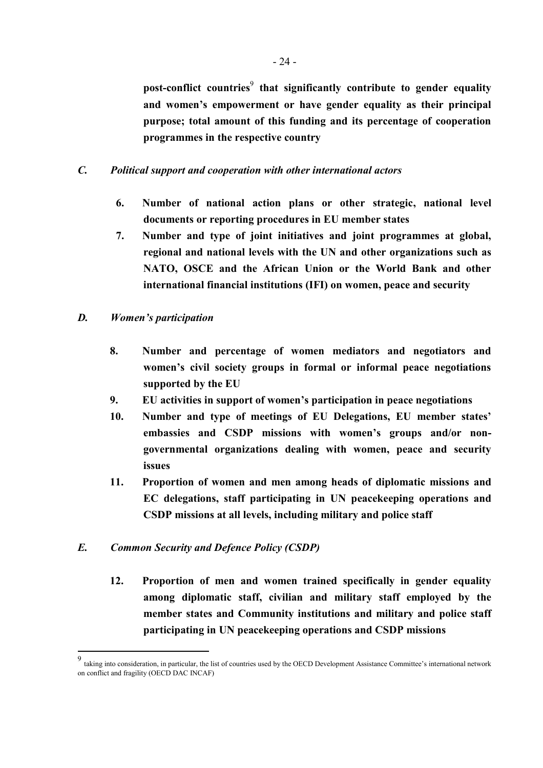**post-conflict countries**[9] **that significantly contribute to gender equality and women's empowerment or have gender equality as their principal purpose; total amount of this funding and its percentage of cooperation programmes in the respective country**

## *C. Political support and cooperation with other international actors*

6. **Number of national action plans or other strategic, national level documents or reporting procedures in EU member states**
7. **Number and type of joint initiatives and joint programmes at global, regional and national levels with the UN and other organizations such as NATO, OSCE and the African Union or the World Bank and other international financial institutions (IFI) on women, peace and security**

## *D. Women's participation*

8. **Number and percentage of women mediators and negotiators and women's civil society groups in formal or informal peace negotiations supported by the EU**
9. **EU activities in support of women's participation in peace negotiations**
10. **Number and type of meetings of EU Delegations, EU member states' embassies and CSDP missions with women's groups and/or non-governmental organizations dealing with women, peace and security issues**
11. **Proportion of women and men among heads of diplomatic missions and EC delegations, staff participating in UN peacekeeping operations and CSDP missions at all levels, including military and police staff**

## *E. Common Security and Defence Policy (CSDP)*

12. **Proportion of men and women trained specifically in gender equality among diplomatic staff, civilian and military staff employed by the member states and Community institutions and military and police staff participating in UN peacekeeping operations and CSDP missions**

---

[9] taking into consideration, in particular, the list of countries used by the OECD Development Assistance Committee's international network on conflict and fragility (OECD DAC INCAF)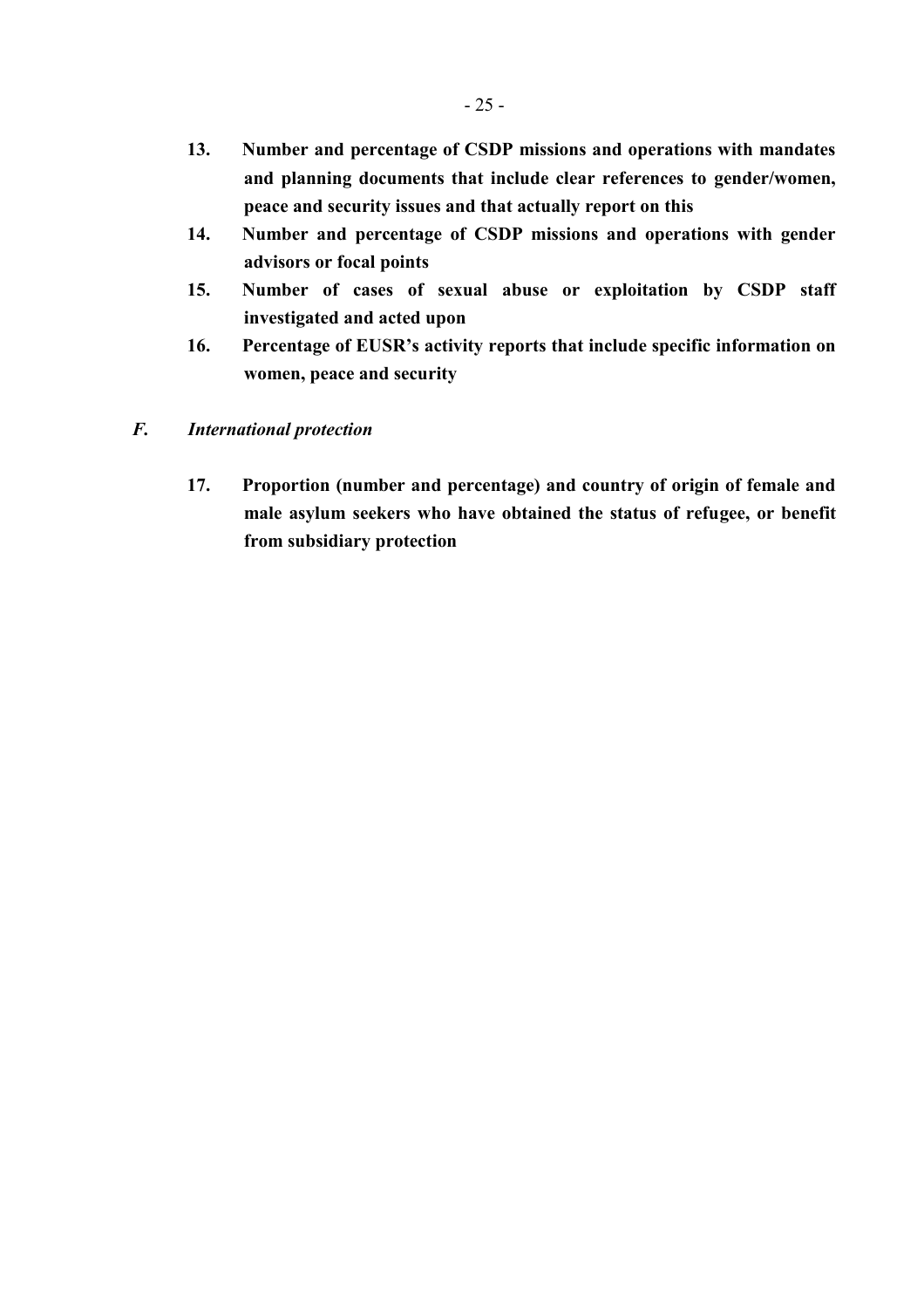**13. Number and percentage of CSDP missions and operations with mandates and planning documents that include clear references to gender/women, peace and security issues and that actually report on this**

**14. Number and percentage of CSDP missions and operations with gender advisors or focal points**

**15. Number of cases of sexual abuse or exploitation by CSDP staff investigated and acted upon**

**16. Percentage of EUSR's activity reports that include specific information on women, peace and security**

### *F. International protection*

**17. Proportion (number and percentage) and country of origin of female and male asylum seekers who have obtained the status of refugee, or benefit from subsidiary protection**